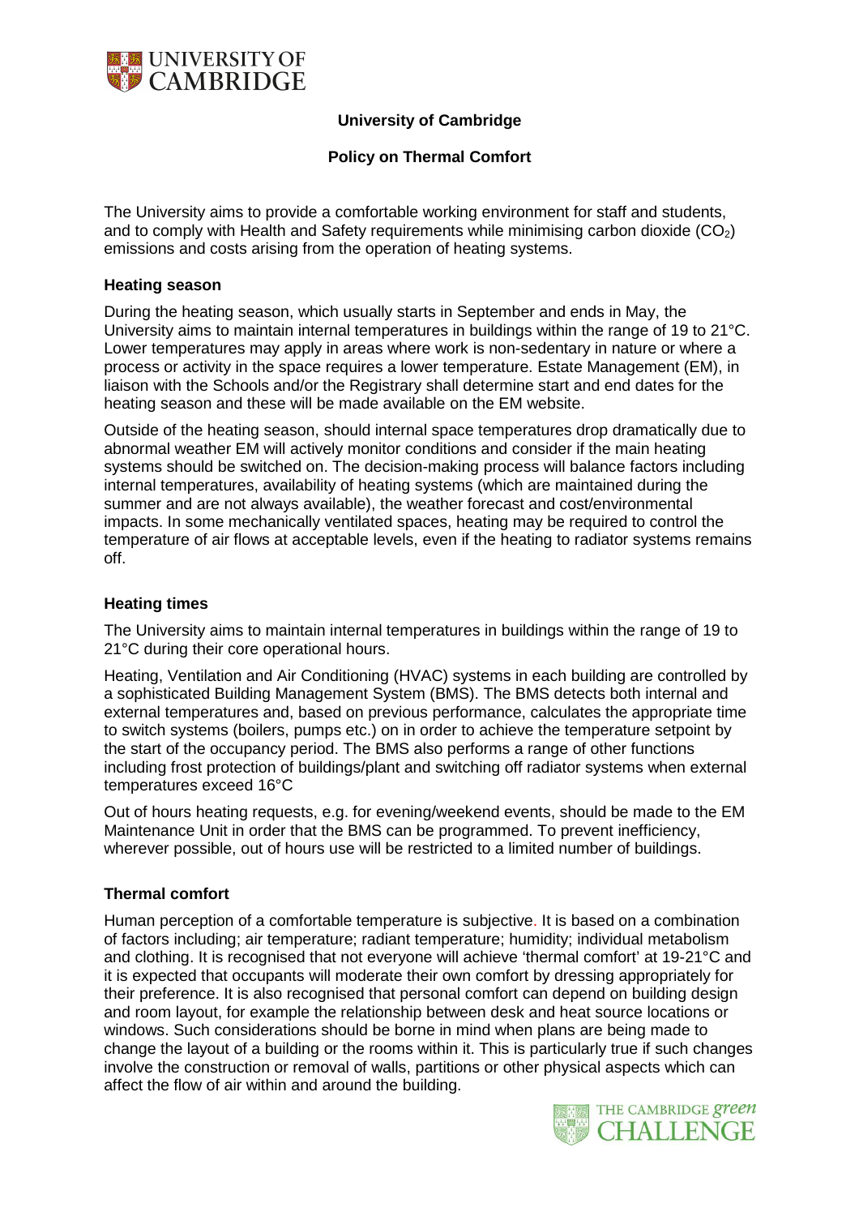**University of Cambridge**

**Policy on Thermal Comfort**

The University aims to provide a comfortable working environment for staff and students, and to comply with Health and Safety requirements while minimising carbon dioxide ($CO_2$) emissions and costs arising from the operation of heating systems.

## Heating season

During the heating season, which usually starts in September and ends in May, the University aims to maintain internal temperatures in buildings within the range of 19 to 21°C. Lower temperatures may apply in areas where work is non-sedentary in nature or where a process or activity in the space requires a lower temperature. Estate Management (EM), in liaison with the Schools and/or the Registrary shall determine start and end dates for the heating season and these will be made available on the EM website.

Outside of the heating season, should internal space temperatures drop dramatically due to abnormal weather EM will actively monitor conditions and consider if the main heating systems should be switched on. The decision-making process will balance factors including internal temperatures, availability of heating systems (which are maintained during the summer and are not always available), the weather forecast and cost/environmental impacts. In some mechanically ventilated spaces, heating may be required to control the temperature of air flows at acceptable levels, even if the heating to radiator systems remains off.

## Heating times

The University aims to maintain internal temperatures in buildings within the range of 19 to 21°C during their core operational hours.

Heating, Ventilation and Air Conditioning (HVAC) systems in each building are controlled by a sophisticated Building Management System (BMS). The BMS detects both internal and external temperatures and, based on previous performance, calculates the appropriate time to switch systems (boilers, pumps etc.) on in order to achieve the temperature setpoint by the start of the occupancy period. The BMS also performs a range of other functions including frost protection of buildings/plant and switching off radiator systems when external temperatures exceed 16°C

Out of hours heating requests, e.g. for evening/weekend events, should be made to the EM Maintenance Unit in order that the BMS can be programmed. To prevent inefficiency, wherever possible, out of hours use will be restricted to a limited number of buildings.

## Thermal comfort

Human perception of a comfortable temperature is subjective. It is based on a combination of factors including; air temperature; radiant temperature; humidity; individual metabolism and clothing. It is recognised that not everyone will achieve 'thermal comfort' at 19-21°C and it is expected that occupants will moderate their own comfort by dressing appropriately for their preference. It is also recognised that personal comfort can depend on building design and room layout, for example the relationship between desk and heat source locations or windows. Such considerations should be borne in mind when plans are being made to change the layout of a building or the rooms within it. This is particularly true if such changes involve the construction or removal of walls, partitions or other physical aspects which can affect the flow of air within and around the building.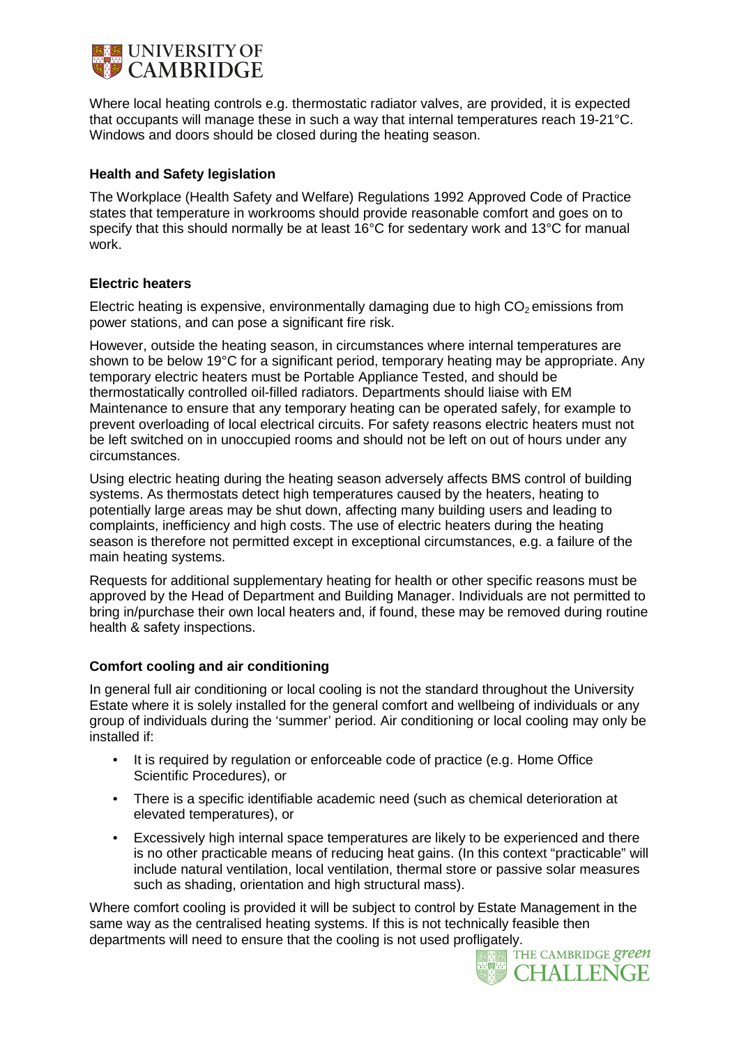Where local heating controls e.g. thermostatic radiator valves, are provided, it is expected that occupants will manage these in such a way that internal temperatures reach 19-21°C. Windows and doors should be closed during the heating season.

**Health and Safety legislation**

The Workplace (Health Safety and Welfare) Regulations 1992 Approved Code of Practice states that temperature in workrooms should provide reasonable comfort and goes on to specify that this should normally be at least 16°C for sedentary work and 13°C for manual work.

**Electric heaters**

Electric heating is expensive, environmentally damaging due to high $CO_2$ emissions from power stations, and can pose a significant fire risk.

However, outside the heating season, in circumstances where internal temperatures are shown to be below 19°C for a significant period, temporary heating may be appropriate. Any temporary electric heaters must be Portable Appliance Tested, and should be thermostatically controlled oil-filled radiators. Departments should liaise with EM Maintenance to ensure that any temporary heating can be operated safely, for example to prevent overloading of local electrical circuits. For safety reasons electric heaters must not be left switched on in unoccupied rooms and should not be left on out of hours under any circumstances.

Using electric heating during the heating season adversely affects BMS control of building systems. As thermostats detect high temperatures caused by the heaters, heating to potentially large areas may be shut down, affecting many building users and leading to complaints, inefficiency and high costs. The use of electric heaters during the heating season is therefore not permitted except in exceptional circumstances, e.g. a failure of the main heating systems.

Requests for additional supplementary heating for health or other specific reasons must be approved by the Head of Department and Building Manager. Individuals are not permitted to bring in/purchase their own local heaters and, if found, these may be removed during routine health & safety inspections.

**Comfort cooling and air conditioning**

In general full air conditioning or local cooling is not the standard throughout the University Estate where it is solely installed for the general comfort and wellbeing of individuals or any group of individuals during the 'summer' period. Air conditioning or local cooling may only be installed if:

- It is required by regulation or enforceable code of practice (e.g. Home Office Scientific Procedures), or
- There is a specific identifiable academic need (such as chemical deterioration at elevated temperatures), or
- Excessively high internal space temperatures are likely to be experienced and there is no other practicable means of reducing heat gains. (In this context "practicable" will include natural ventilation, local ventilation, thermal store or passive solar measures such as shading, orientation and high structural mass).

Where comfort cooling is provided it will be subject to control by Estate Management in the same way as the centralised heating systems. If this is not technically feasible then departments will need to ensure that the cooling is not used profligately.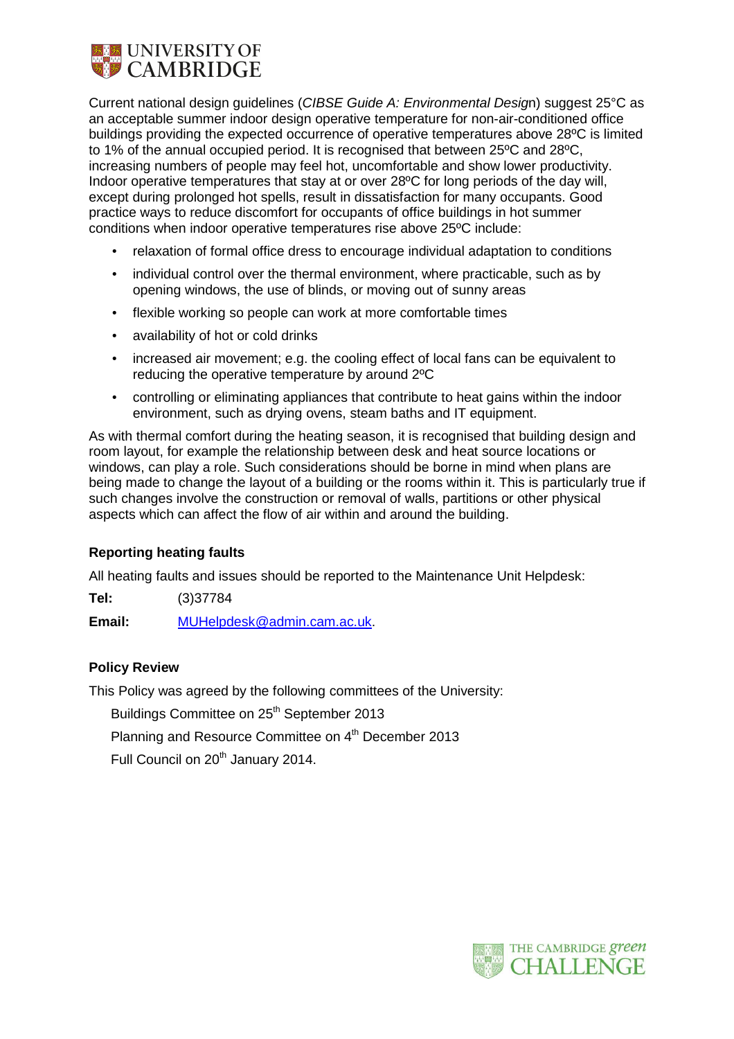Current national design guidelines (*CIBSE Guide A: Environmental Desig*n) suggest 25°C as an acceptable summer indoor design operative temperature for non-air-conditioned office buildings providing the expected occurrence of operative temperatures above 28ºC is limited to 1% of the annual occupied period. It is recognised that between 25ºC and 28ºC, increasing numbers of people may feel hot, uncomfortable and show lower productivity. Indoor operative temperatures that stay at or over 28ºC for long periods of the day will, except during prolonged hot spells, result in dissatisfaction for many occupants. Good practice ways to reduce discomfort for occupants of office buildings in hot summer conditions when indoor operative temperatures rise above 25ºC include:

- relaxation of formal office dress to encourage individual adaptation to conditions
- individual control over the thermal environment, where practicable, such as by opening windows, the use of blinds, or moving out of sunny areas
- flexible working so people can work at more comfortable times
- availability of hot or cold drinks
- increased air movement; e.g. the cooling effect of local fans can be equivalent to reducing the operative temperature by around 2ºC
- controlling or eliminating appliances that contribute to heat gains within the indoor environment, such as drying ovens, steam baths and IT equipment.

As with thermal comfort during the heating season, it is recognised that building design and room layout, for example the relationship between desk and heat source locations or windows, can play a role. Such considerations should be borne in mind when plans are being made to change the layout of a building or the rooms within it. This is particularly true if such changes involve the construction or removal of walls, partitions or other physical aspects which can affect the flow of air within and around the building.

### Reporting heating faults

All heating faults and issues should be reported to the Maintenance Unit Helpdesk:

**Tel:** (3)37784

**Email:** MUHelpdesk@admin.cam.ac.uk.

### Policy Review

This Policy was agreed by the following committees of the University:

Buildings Committee on 25th September 2013

Planning and Resource Committee on 4th December 2013

Full Council on 20th January 2014.